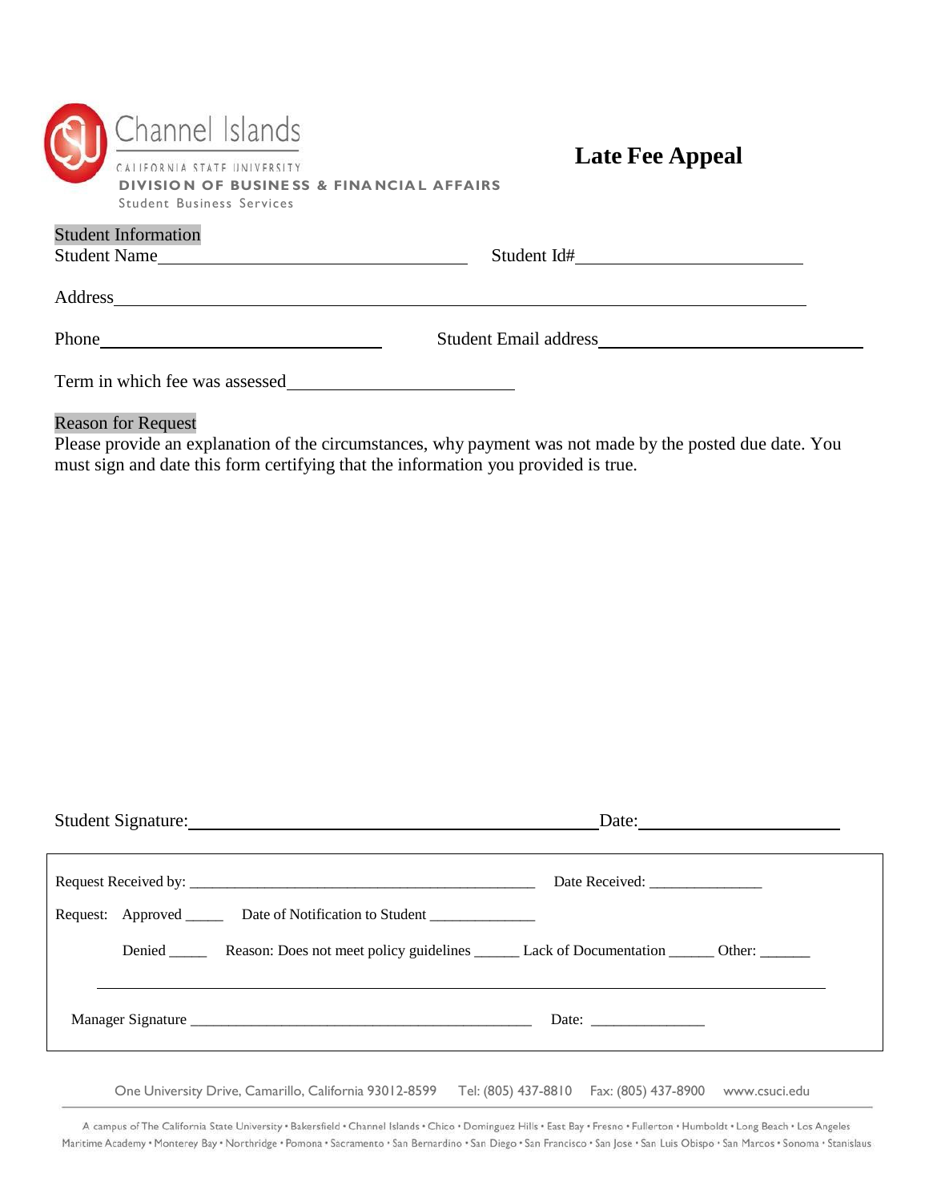Channel Islands
CALIFORNIA STATE UNIVERSITY
**DIVISION OF BUSINESS & FINANCIAL AFFAIRS**
Student Business Services

# Late Fee Appeal

## Student Information

Student Name________________________________ Student Id#________________________

Address______________________________________________________________________

Phone____________________________ Student Email address__________________________

Term in which fee was assessed________________________

## Reason for Request

Please provide an explanation of the circumstances, why payment was not made by the posted due date. You must sign and date this form certifying that the information you provided is true.

Student Signature:________________________________________ Date:____________________

Request Received by: _______________________________________________ Date Received: _______________

Request: Approved _____ Date of Notification to Student ______________

Denied _____ Reason: Does not meet policy guidelines ______ Lack of Documentation ______ Other: ______

_____________________________________________________________________________

Manager Signature ______________________________________________ Date: _______________

One University Drive, Camarillo, California 93012-8599 Tel: (805) 437-8810 Fax: (805) 437-8900 www.csuci.edu

A campus of The California State University • Bakersfield • Channel Islands • Chico • Dominguez Hills • East Bay • Fresno • Fullerton • Humboldt • Long Beach • Los Angeles Maritime Academy • Monterey Bay • Northridge • Pomona • Sacramento • San Bernardino • San Diego • San Francisco • San Jose • San Luis Obispo • San Marcos • Sonoma • Stanislaus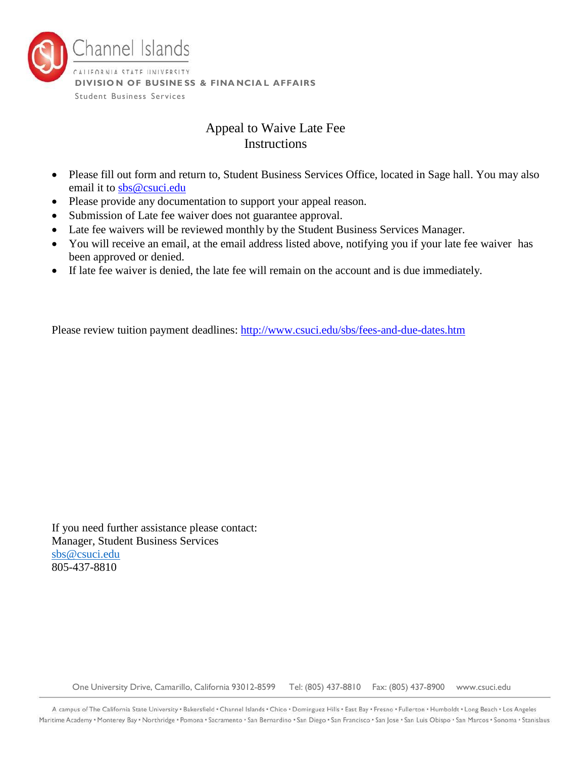Channel Islands

CALIFORNIA STATE UNIVERSITY

**DIVISION OF BUSINESS & FINANCIAL AFFAIRS**

Student Business Services

# Appeal to Waive Late Fee
## Instructions

- Please fill out form and return to, Student Business Services Office, located in Sage hall. You may also email it to sbs@csuci.edu
- Please provide any documentation to support your appeal reason.
- Submission of Late fee waiver does not guarantee approval.
- Late fee waivers will be reviewed monthly by the Student Business Services Manager.
- You will receive an email, at the email address listed above, notifying you if your late fee waiver has been approved or denied.
- If late fee waiver is denied, the late fee will remain on the account and is due immediately.

Please review tuition payment deadlines: http://www.csuci.edu/sbs/fees-and-due-dates.htm

If you need further assistance please contact:
Manager, Student Business Services
sbs@csuci.edu
805-437-8810

One University Drive, Camarillo, California 93012-8599 Tel: (805) 437-8810 Fax: (805) 437-8900 www.csuci.edu

A campus of The California State University • Bakersfield • Channel Islands • Chico • Dominguez Hills • East Bay • Fresno • Fullerton • Humboldt • Long Beach • Los Angeles
Maritime Academy • Monterey Bay • Northridge • Pomona • Sacramento • San Bernardino • San Diego • San Francisco • San Jose • San Luis Obispo • San Marcos • Sonoma • Stanislaus